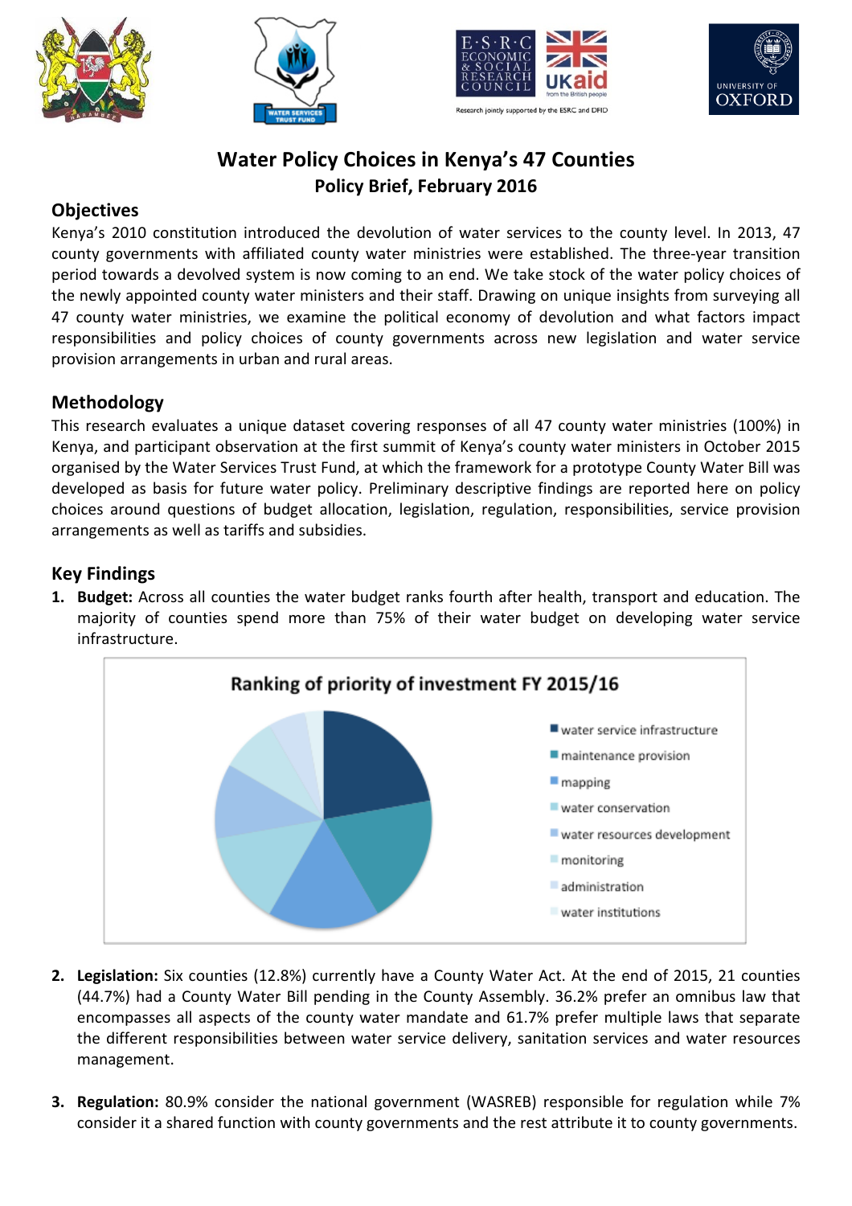# Water Policy Choices in Kenya's 47 Counties

## Policy Brief, February 2016

## Objectives

Kenya's 2010 constitution introduced the devolution of water services to the county level. In 2013, 47 county governments with affiliated county water ministries were established. The three-year transition period towards a devolved system is now coming to an end. We take stock of the water policy choices of the newly appointed county water ministers and their staff. Drawing on unique insights from surveying all 47 county water ministries, we examine the political economy of devolution and what factors impact responsibilities and policy choices of county governments across new legislation and water service provision arrangements in urban and rural areas.

## Methodology

This research evaluates a unique dataset covering responses of all 47 county water ministries (100%) in Kenya, and participant observation at the first summit of Kenya's county water ministers in October 2015 organised by the Water Services Trust Fund, at which the framework for a prototype County Water Bill was developed as basis for future water policy. Preliminary descriptive findings are reported here on policy choices around questions of budget allocation, legislation, regulation, responsibilities, service provision arrangements as well as tariffs and subsidies.

## Key Findings

1. **Budget:** Across all counties the water budget ranks fourth after health, transport and education. The majority of counties spend more than 75% of their water budget on developing water service infrastructure.

Ranking of priority of investment FY 2015/16

- water service infrastructure
- maintenance provision
- mapping
- water conservation
- water resources development
- monitoring
- administration
- water institutions

2. **Legislation:** Six counties (12.8%) currently have a County Water Act. At the end of 2015, 21 counties (44.7%) had a County Water Bill pending in the County Assembly. 36.2% prefer an omnibus law that encompasses all aspects of the county water mandate and 61.7% prefer multiple laws that separate the different responsibilities between water service delivery, sanitation services and water resources management.

3. **Regulation:** 80.9% consider the national government (WASREB) responsible for regulation while 7% consider it a shared function with county governments and the rest attribute it to county governments.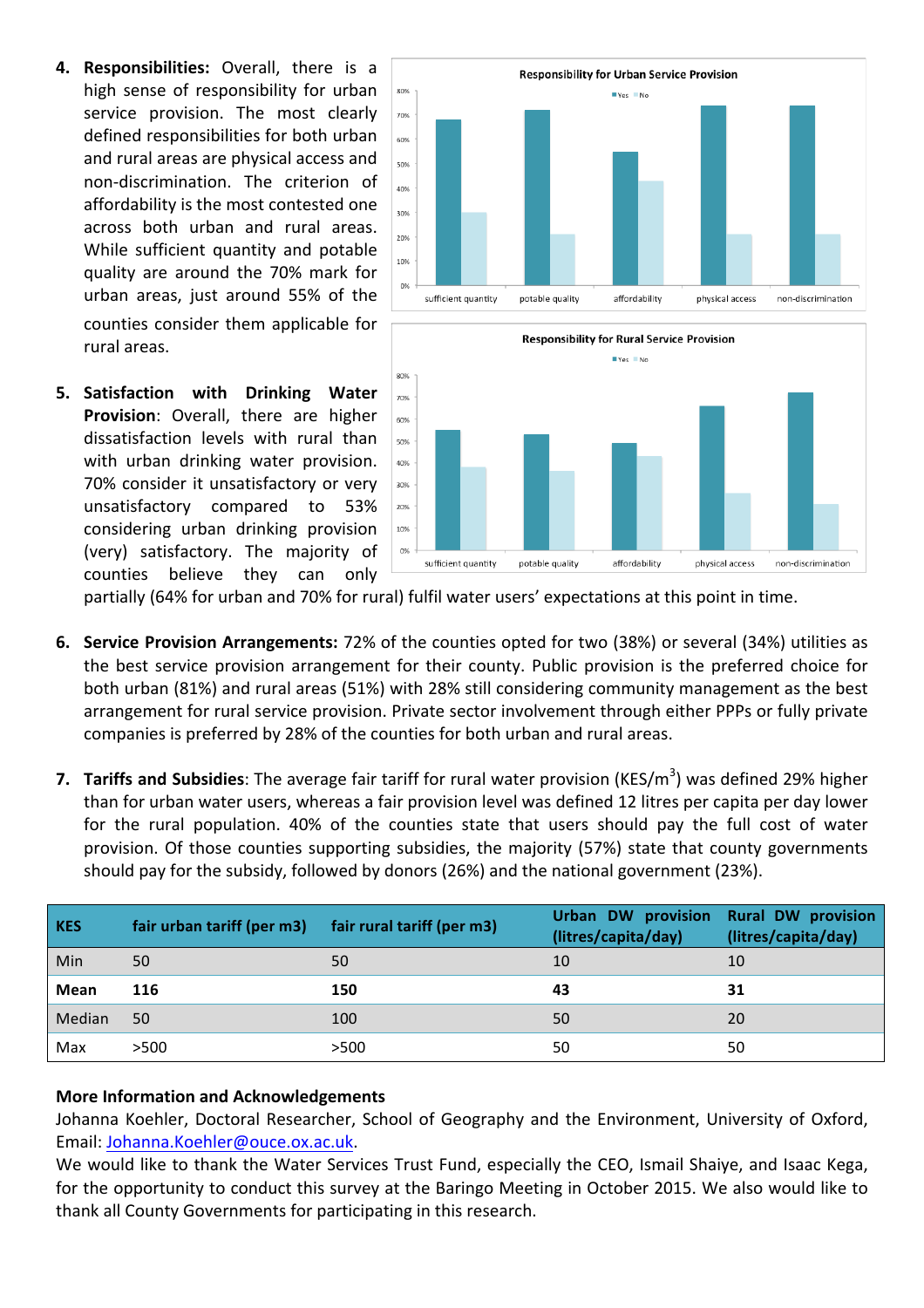4. **Responsibilities:** Overall, there is a high sense of responsibility for urban service provision. The most clearly defined responsibilities for both urban and rural areas are physical access and non-discrimination. The criterion of affordability is the most contested one across both urban and rural areas. While sufficient quantity and potable quality are around the 70% mark for urban areas, just around 55% of the counties consider them applicable for rural areas.

Responsibility for Urban Service Provision

Yes No

80% 70% 60% 50% 40% 30% 20% 10% 0%

sufficient quantity potable quality affordability physical access non-discrimination

Responsibility for Rural Service Provision

Yes No

80% 70% 60% 50% 40% 30% 20% 10% 0%

sufficient quantity potable quality affordability physical access non-discrimination

5. **Satisfaction with Drinking Water Provision**: Overall, there are higher dissatisfaction levels with rural than with urban drinking water provision. 70% consider it unsatisfactory or very unsatisfactory compared to 53% considering urban drinking provision (very) satisfactory. The majority of counties believe they can only partially (64% for urban and 70% for rural) fulfil water users' expectations at this point in time.

6. **Service Provision Arrangements:** 72% of the counties opted for two (38%) or several (34%) utilities as the best service provision arrangement for their county. Public provision is the preferred choice for both urban (81%) and rural areas (51%) with 28% still considering community management as the best arrangement for rural service provision. Private sector involvement through either PPPs or fully private companies is preferred by 28% of the counties for both urban and rural areas.

7. **Tariffs and Subsidies**: The average fair tariff for rural water provision (KES/m$^3$) was defined 29% higher than for urban water users, whereas a fair provision level was defined 12 litres per capita per day lower for the rural population. 40% of the counties state that users should pay the full cost of water provision. Of those counties supporting subsidies, the majority (57%) state that county governments should pay for the subsidy, followed by donors (26%) and the national government (23%).

| KES | fair urban tariff (per m3) | fair rural tariff (per m3) | Urban DW provision (litres/capita/day) | Rural DW provision (litres/capita/day) |
|---|---|---|---|---|
| Min | 50 | 50 | 10 | 10 |
| **Mean** | **116** | **150** | **43** | **31** |
| Median | 50 | 100 | 50 | 20 |
| Max | >500 | >500 | 50 | 50 |

**More Information and Acknowledgements**

Johanna Koehler, Doctoral Researcher, School of Geography and the Environment, University of Oxford, Email: Johanna.Koehler@ouce.ox.ac.uk.

We would like to thank the Water Services Trust Fund, especially the CEO, Ismail Shaiye, and Isaac Kega, for the opportunity to conduct this survey at the Baringo Meeting in October 2015. We also would like to thank all County Governments for participating in this research.